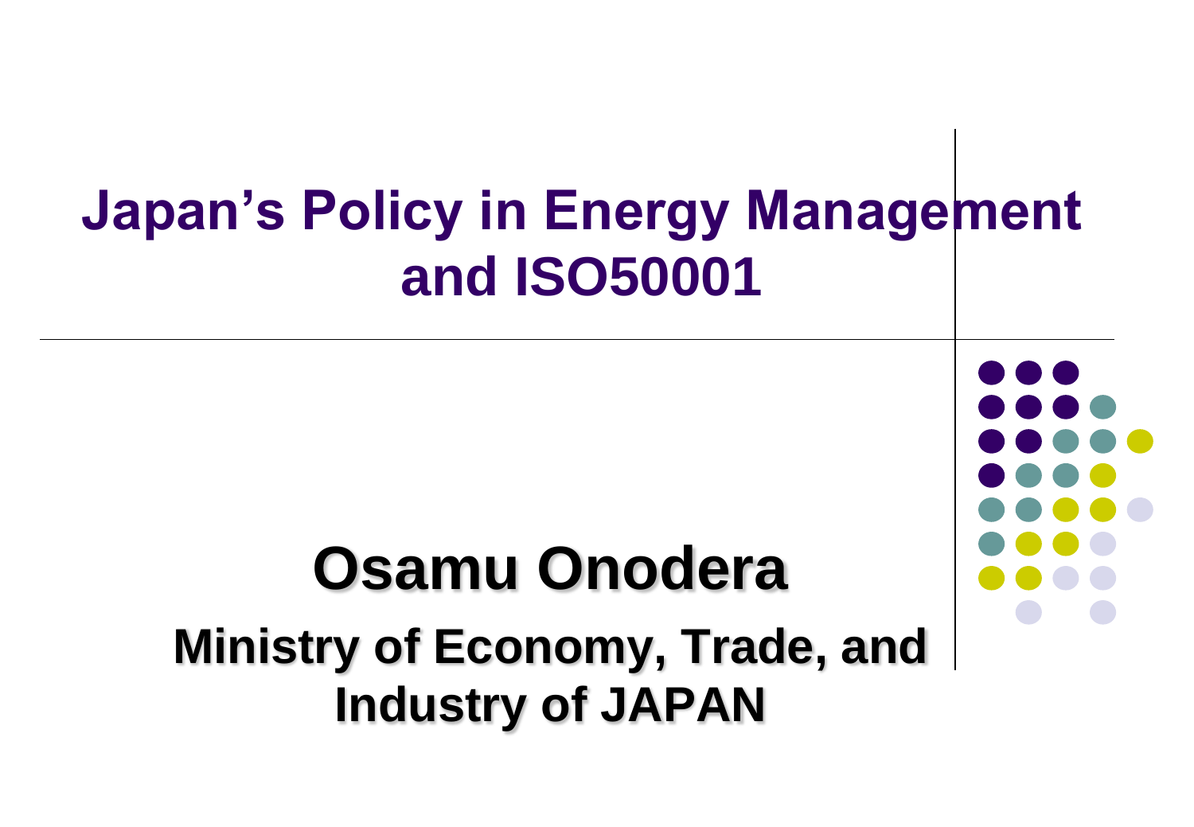# Japan's Policy in Energy Management and ISO50001

## Osamu Onodera

**Ministry of Economy, Trade, and Industry of JAPAN**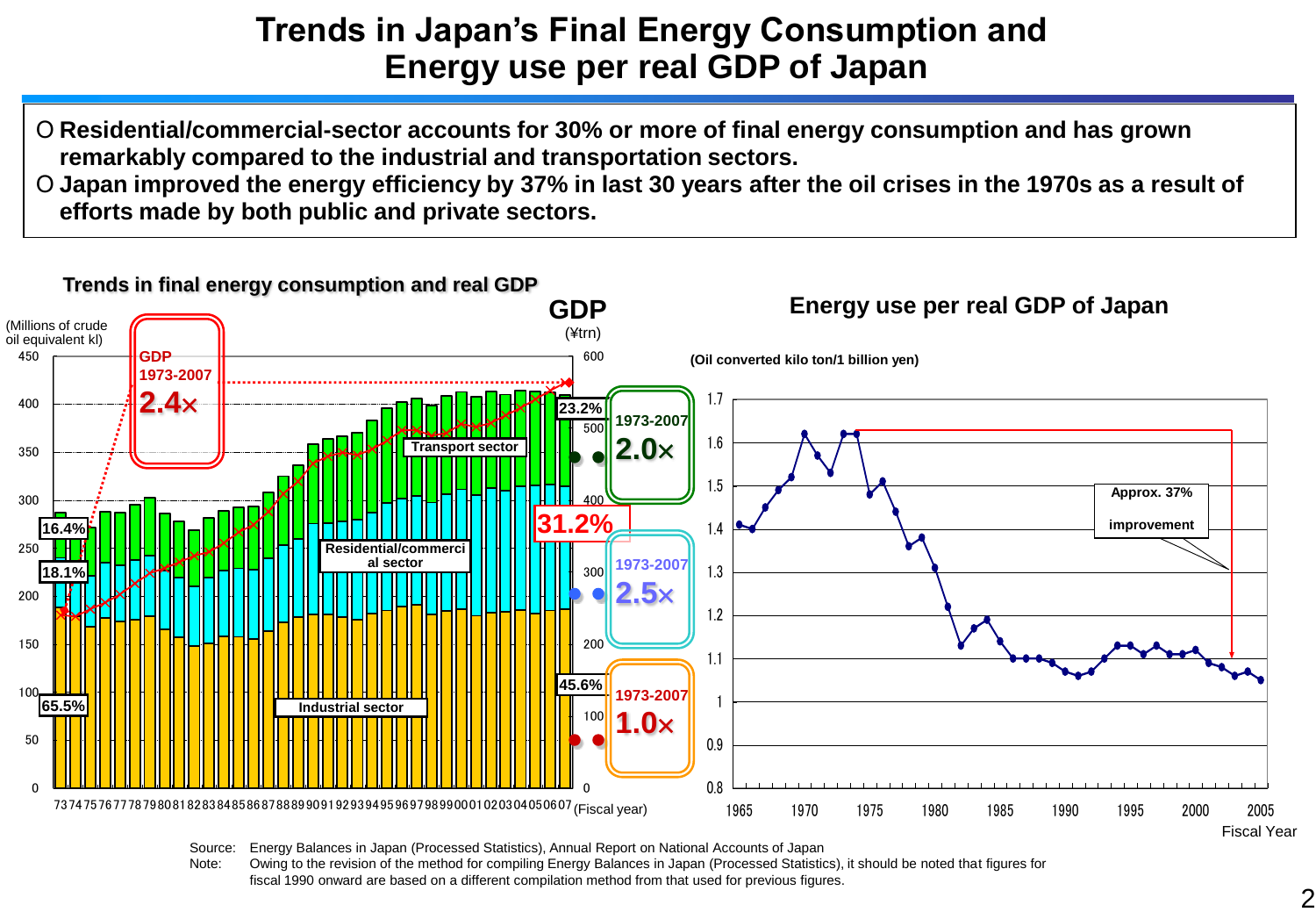# Trends in Japan's Final Energy Consumption and Energy use per real GDP of Japan

- Residential/commercial-sector accounts for 30% or more of final energy consumption and has grown remarkably compared to the industrial and transportation sectors.
- Japan improved the energy efficiency by 37% in last 30 years after the oil crises in the 1970s as a result of efforts made by both public and private sectors.

**Trends in final energy consumption and real GDP**

(Millions of crude oil equivalent kl)

GDP (¥trn)

GDP 1973-2007 2.4×

Transport sector: 16.4% → 23.2%; 1973-2007 2.0×

Residential/commercial sector: 18.1% → 31.2%; 1973-2007 2.5×

Industrial sector: 65.5% → 45.6%; 1973-2007 1.0×

(Fiscal year)

**Energy use per real GDP of Japan**

(Oil converted kilo ton/1 billion yen)

Approx. 37% improvement

Fiscal Year

Source: Energy Balances in Japan (Processed Statistics), Annual Report on National Accounts of Japan

Note: Owing to the revision of the method for compiling Energy Balances in Japan (Processed Statistics), it should be noted that figures for fiscal 1990 onward are based on a different compilation method from that used for previous figures.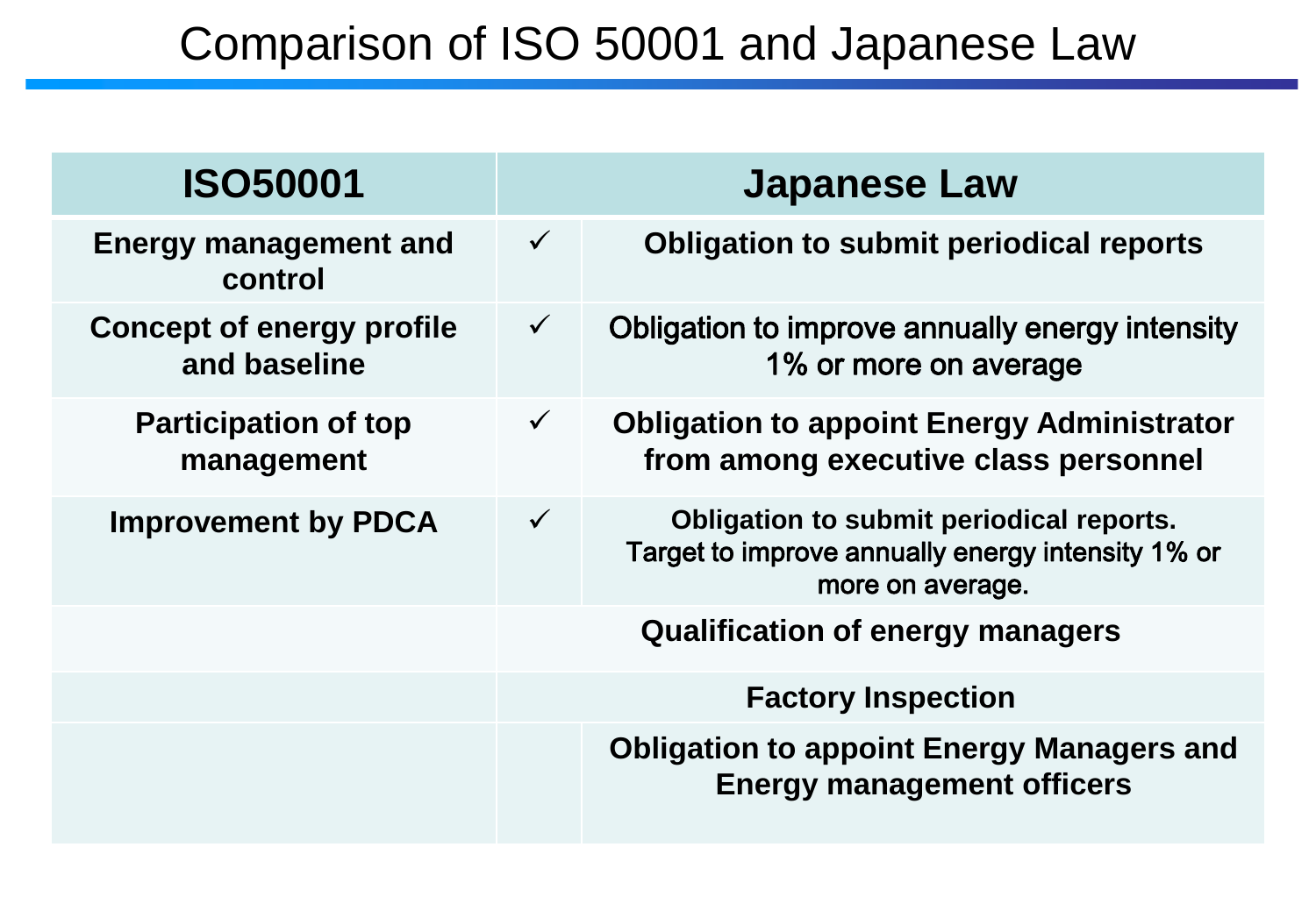# Comparison of ISO 50001 and Japanese Law

| ISO50001 | Japanese Law | |
|---|---|---|
| **Energy management and control** | ✓ | **Obligation to submit periodical reports** |
| **Concept of energy profile and baseline** | ✓ | Obligation to improve annually energy intensity 1% or more on average |
| **Participation of top management** | ✓ | **Obligation to appoint Energy Administrator from among executive class personnel** |
| **Improvement by PDCA** | ✓ | **Obligation to submit periodical reports.** Target to improve annually energy intensity 1% or more on average. |
| | **Qualification of energy managers** | |
| | **Factory Inspection** | |
| | | **Obligation to appoint Energy Managers and Energy management officers** |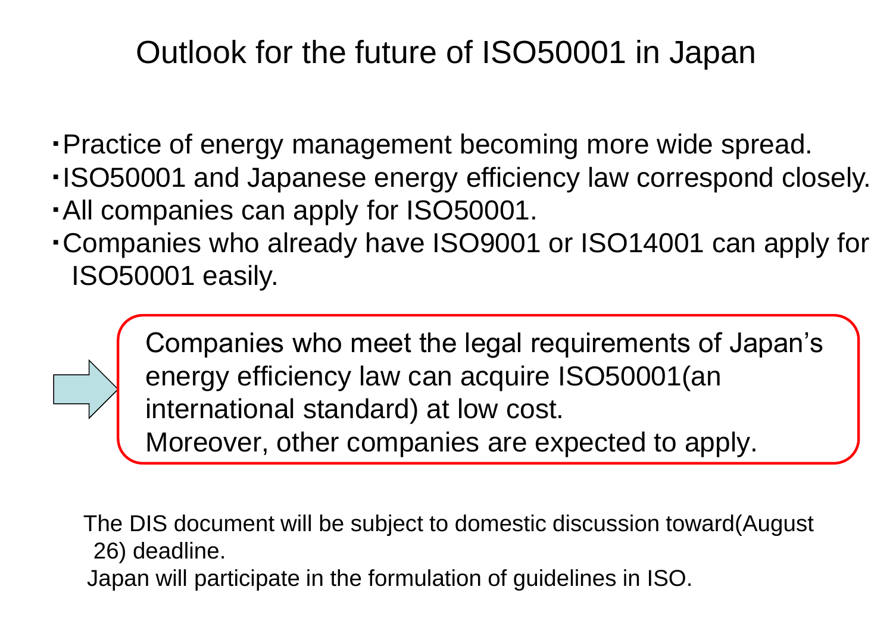# Outlook for the future of ISO50001 in Japan

- Practice of energy management becoming more wide spread.
- ISO50001 and Japanese energy efficiency law correspond closely.
- All companies can apply for ISO50001.
- Companies who already have ISO9001 or ISO14001 can apply for ISO50001 easily.

Companies who meet the legal requirements of Japan's energy efficiency law can acquire ISO50001(an international standard) at low cost.
Moreover, other companies are expected to apply.

The DIS document will be subject to domestic discussion toward(August 26) deadline.

Japan will participate in the formulation of guidelines in ISO.